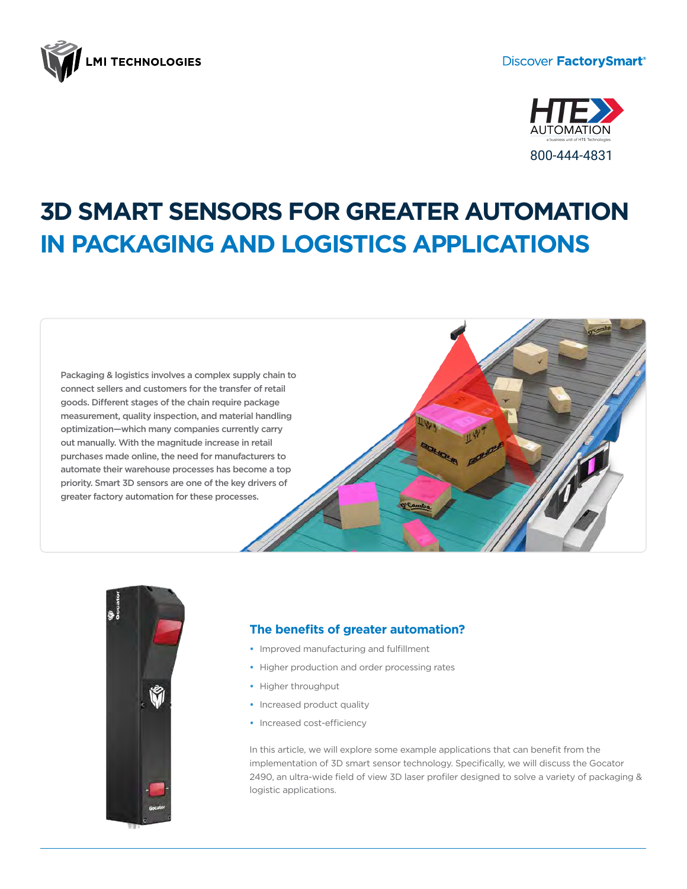LMI TECHNOLOGIES

Discover **FactorySmart**®

HTE AUTOMATION
a business unit of HTE Technologies
800-444-4831

# 3D SMART SENSORS FOR GREATER AUTOMATION IN PACKAGING AND LOGISTICS APPLICATIONS

Packaging & logistics involves a complex supply chain to connect sellers and customers for the transfer of retail goods. Different stages of the chain require package measurement, quality inspection, and material handling optimization—which many companies currently carry out manually. With the magnitude increase in retail purchases made online, the need for manufacturers to automate their warehouse processes has become a top priority. Smart 3D sensors are one of the key drivers of greater factory automation for these processes.

## The benefits of greater automation?

- Improved manufacturing and fulfillment
- Higher production and order processing rates
- Higher throughput
- Increased product quality
- Increased cost-efficiency

In this article, we will explore some example applications that can benefit from the implementation of 3D smart sensor technology. Specifically, we will discuss the Gocator 2490, an ultra-wide field of view 3D laser profiler designed to solve a variety of packaging & logistic applications.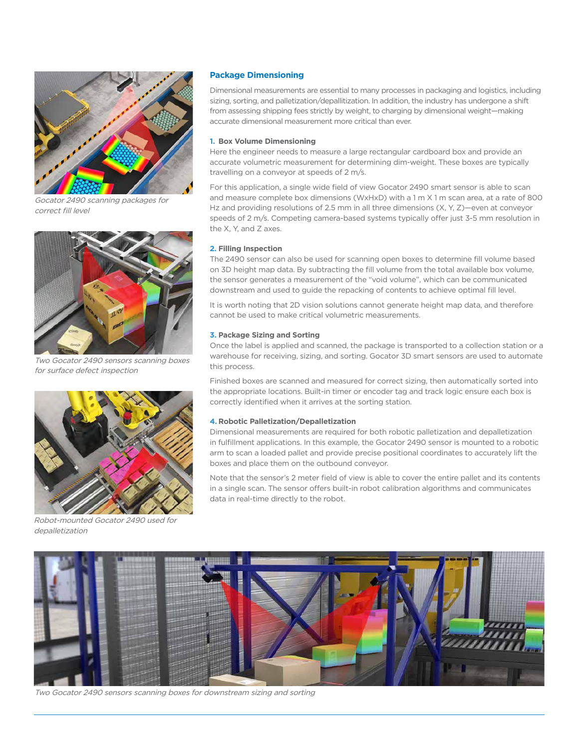## Package Dimensioning

Dimensional measurements are essential to many processes in packaging and logistics, including sizing, sorting, and palletization/depallitization. In addition, the industry has undergone a shift from assessing shipping fees strictly by weight, to charging by dimensional weight—making accurate dimensional measurement more critical than ever.

### 1. Box Volume Dimensioning

Here the engineer needs to measure a large rectangular cardboard box and provide an accurate volumetric measurement for determining dim-weight. These boxes are typically travelling on a conveyor at speeds of 2 m/s.

For this application, a single wide field of view Gocator 2490 smart sensor is able to scan and measure complete box dimensions (WxHxD) with a 1 m X 1 m scan area, at a rate of 800 Hz and providing resolutions of 2.5 mm in all three dimensions (X, Y, Z)—even at conveyor speeds of 2 m/s. Competing camera-based systems typically offer just 3-5 mm resolution in the X, Y, and Z axes.

### 2. Filling Inspection

The 2490 sensor can also be used for scanning open boxes to determine fill volume based on 3D height map data. By subtracting the fill volume from the total available box volume, the sensor generates a measurement of the "void volume", which can be communicated downstream and used to guide the repacking of contents to achieve optimal fill level.

It is worth noting that 2D vision solutions cannot generate height map data, and therefore cannot be used to make critical volumetric measurements.

### 3. Package Sizing and Sorting

Once the label is applied and scanned, the package is transported to a collection station or a warehouse for receiving, sizing, and sorting. Gocator 3D smart sensors are used to automate this process.

Finished boxes are scanned and measured for correct sizing, then automatically sorted into the appropriate locations. Built-in timer or encoder tag and track logic ensure each box is correctly identified when it arrives at the sorting station.

### 4. Robotic Palletization/Depalletization

Dimensional measurements are required for both robotic palletization and depalletization in fulfillment applications. In this example, the Gocator 2490 sensor is mounted to a robotic arm to scan a loaded pallet and provide precise positional coordinates to accurately lift the boxes and place them on the outbound conveyor.

Note that the sensor's 2 meter field of view is able to cover the entire pallet and its contents in a single scan. The sensor offers built-in robot calibration algorithms and communicates data in real-time directly to the robot.

*Gocator 2490 scanning packages for correct fill level*

*Two Gocator 2490 sensors scanning boxes for surface defect inspection*

*Robot-mounted Gocator 2490 used for depalletization*

*Two Gocator 2490 sensors scanning boxes for downstream sizing and sorting*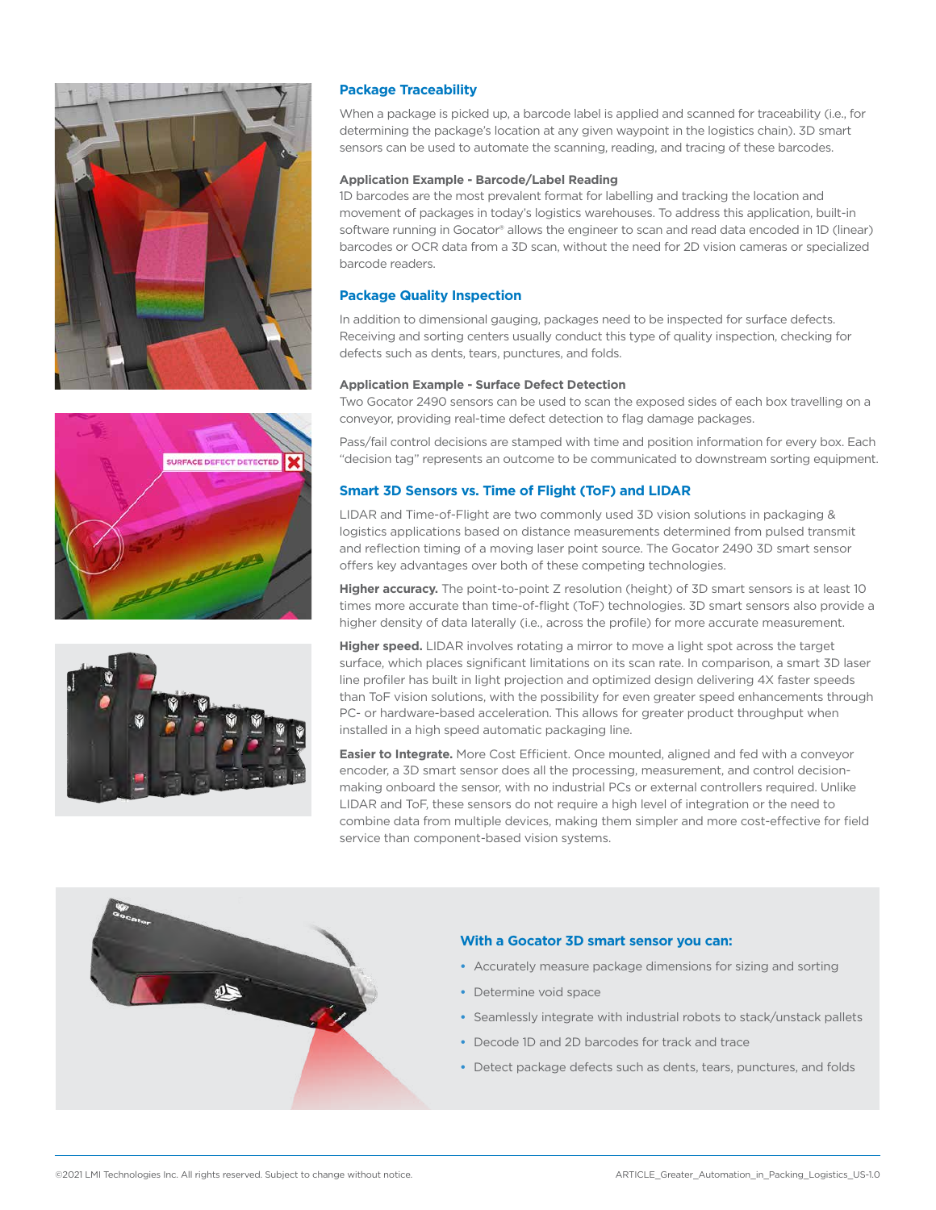## Package Traceability

When a package is picked up, a barcode label is applied and scanned for traceability (i.e., for determining the package's location at any given waypoint in the logistics chain). 3D smart sensors can be used to automate the scanning, reading, and tracing of these barcodes.

### Application Example - Barcode/Label Reading

1D barcodes are the most prevalent format for labelling and tracking the location and movement of packages in today's logistics warehouses. To address this application, built-in software running in Gocator® allows the engineer to scan and read data encoded in 1D (linear) barcodes or OCR data from a 3D scan, without the need for 2D vision cameras or specialized barcode readers.

## Package Quality Inspection

In addition to dimensional gauging, packages need to be inspected for surface defects. Receiving and sorting centers usually conduct this type of quality inspection, checking for defects such as dents, tears, punctures, and folds.

### Application Example - Surface Defect Detection

Two Gocator 2490 sensors can be used to scan the exposed sides of each box travelling on a conveyor, providing real-time defect detection to flag damage packages.

Pass/fail control decisions are stamped with time and position information for every box. Each "decision tag" represents an outcome to be communicated to downstream sorting equipment.

## Smart 3D Sensors vs. Time of Flight (ToF) and LIDAR

LIDAR and Time-of-Flight are two commonly used 3D vision solutions in packaging & logistics applications based on distance measurements determined from pulsed transmit and reflection timing of a moving laser point source. The Gocator 2490 3D smart sensor offers key advantages over both of these competing technologies.

**Higher accuracy.** The point-to-point Z resolution (height) of 3D smart sensors is at least 10 times more accurate than time-of-flight (ToF) technologies. 3D smart sensors also provide a higher density of data laterally (i.e., across the profile) for more accurate measurement.

**Higher speed.** LIDAR involves rotating a mirror to move a light spot across the target surface, which places significant limitations on its scan rate. In comparison, a smart 3D laser line profiler has built in light projection and optimized design delivering 4X faster speeds than ToF vision solutions, with the possibility for even greater speed enhancements through PC- or hardware-based acceleration. This allows for greater product throughput when installed in a high speed automatic packaging line.

**Easier to Integrate.** More Cost Efficient. Once mounted, aligned and fed with a conveyor encoder, a 3D smart sensor does all the processing, measurement, and control decision-making onboard the sensor, with no industrial PCs or external controllers required. Unlike LIDAR and ToF, these sensors do not require a high level of integration or the need to combine data from multiple devices, making them simpler and more cost-effective for field service than component-based vision systems.

### With a Gocator 3D smart sensor you can:

- Accurately measure package dimensions for sizing and sorting
- Determine void space
- Seamlessly integrate with industrial robots to stack/unstack pallets
- Decode 1D and 2D barcodes for track and trace
- Detect package defects such as dents, tears, punctures, and folds

©2021 LMI Technologies Inc. All rights reserved. Subject to change without notice.

ARTICLE_Greater_Automation_in_Packing_Logistics_US-1.0